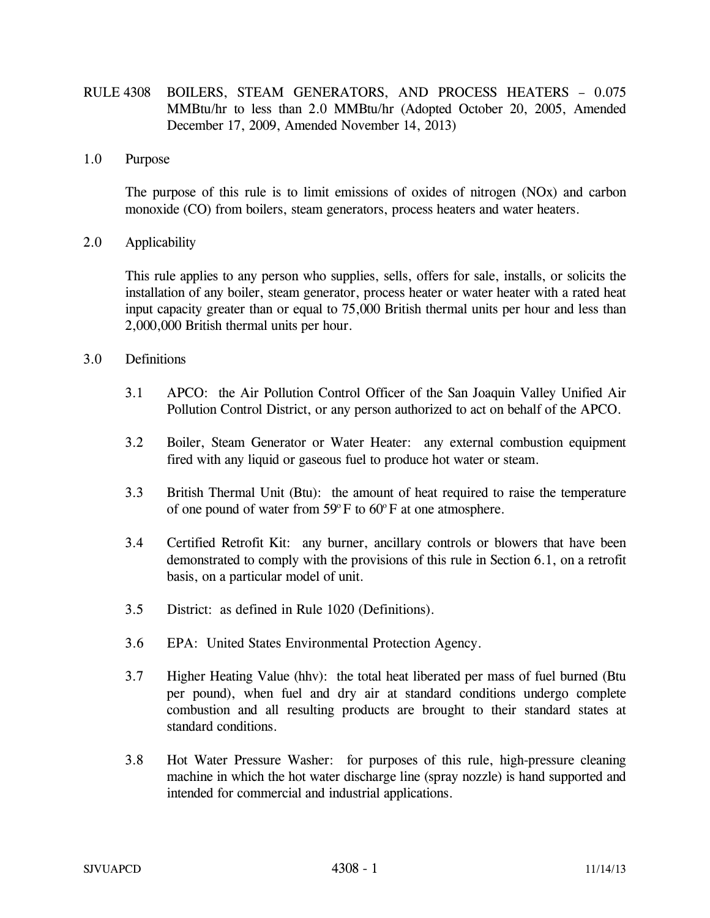# RULE 4308 BOILERS, STEAM GENERATORS, AND PROCESS HEATERS – 0.075 MMBtu/hr to less than 2.0 MMBtu/hr (Adopted October 20, 2005, Amended December 17, 2009, Amended November 14, 2013)

## 1.0 Purpose

The purpose of this rule is to limit emissions of oxides of nitrogen (NOx) and carbon monoxide (CO) from boilers, steam generators, process heaters and water heaters.

## 2.0 Applicability

This rule applies to any person who supplies, sells, offers for sale, installs, or solicits the installation of any boiler, steam generator, process heater or water heater with a rated heat input capacity greater than or equal to 75,000 British thermal units per hour and less than 2,000,000 British thermal units per hour.

## 3.0 Definitions

3.1 APCO: the Air Pollution Control Officer of the San Joaquin Valley Unified Air Pollution Control District, or any person authorized to act on behalf of the APCO.

3.2 Boiler, Steam Generator or Water Heater: any external combustion equipment fired with any liquid or gaseous fuel to produce hot water or steam.

3.3 British Thermal Unit (Btu): the amount of heat required to raise the temperature of one pound of water from 59º F to 60º F at one atmosphere.

3.4 Certified Retrofit Kit: any burner, ancillary controls or blowers that have been demonstrated to comply with the provisions of this rule in Section 6.1, on a retrofit basis, on a particular model of unit.

3.5 District: as defined in Rule 1020 (Definitions).

3.6 EPA: United States Environmental Protection Agency.

3.7 Higher Heating Value (hhv): the total heat liberated per mass of fuel burned (Btu per pound), when fuel and dry air at standard conditions undergo complete combustion and all resulting products are brought to their standard states at standard conditions.

3.8 Hot Water Pressure Washer: for purposes of this rule, high-pressure cleaning machine in which the hot water discharge line (spray nozzle) is hand supported and intended for commercial and industrial applications.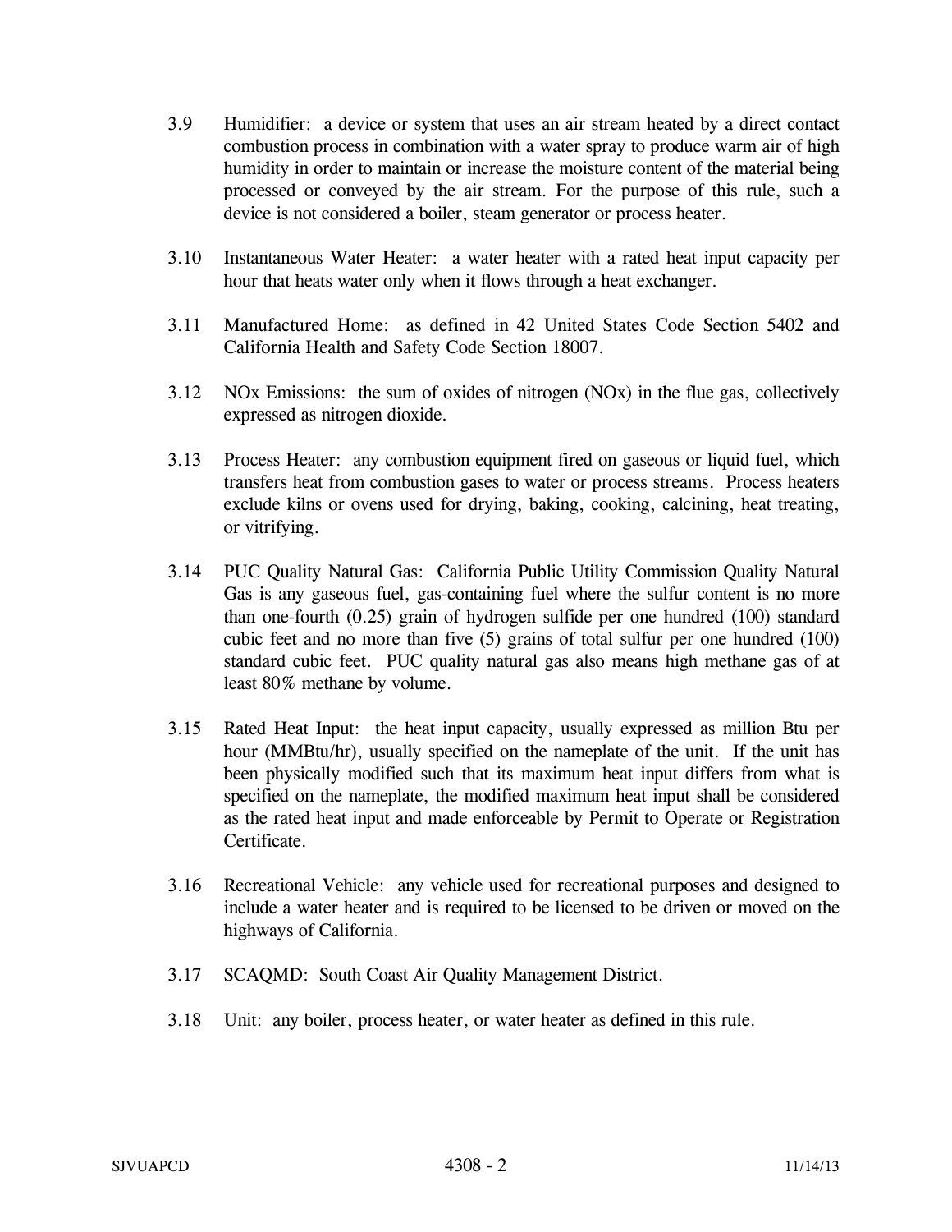3.9 Humidifier: a device or system that uses an air stream heated by a direct contact combustion process in combination with a water spray to produce warm air of high humidity in order to maintain or increase the moisture content of the material being processed or conveyed by the air stream. For the purpose of this rule, such a device is not considered a boiler, steam generator or process heater.

3.10 Instantaneous Water Heater: a water heater with a rated heat input capacity per hour that heats water only when it flows through a heat exchanger.

3.11 Manufactured Home: as defined in 42 United States Code Section 5402 and California Health and Safety Code Section 18007.

3.12 NOx Emissions: the sum of oxides of nitrogen (NOx) in the flue gas, collectively expressed as nitrogen dioxide.

3.13 Process Heater: any combustion equipment fired on gaseous or liquid fuel, which transfers heat from combustion gases to water or process streams. Process heaters exclude kilns or ovens used for drying, baking, cooking, calcining, heat treating, or vitrifying.

3.14 PUC Quality Natural Gas: California Public Utility Commission Quality Natural Gas is any gaseous fuel, gas-containing fuel where the sulfur content is no more than one-fourth (0.25) grain of hydrogen sulfide per one hundred (100) standard cubic feet and no more than five (5) grains of total sulfur per one hundred (100) standard cubic feet. PUC quality natural gas also means high methane gas of at least 80% methane by volume.

3.15 Rated Heat Input: the heat input capacity, usually expressed as million Btu per hour (MMBtu/hr), usually specified on the nameplate of the unit. If the unit has been physically modified such that its maximum heat input differs from what is specified on the nameplate, the modified maximum heat input shall be considered as the rated heat input and made enforceable by Permit to Operate or Registration Certificate.

3.16 Recreational Vehicle: any vehicle used for recreational purposes and designed to include a water heater and is required to be licensed to be driven or moved on the highways of California.

3.17 SCAQMD: South Coast Air Quality Management District.

3.18 Unit: any boiler, process heater, or water heater as defined in this rule.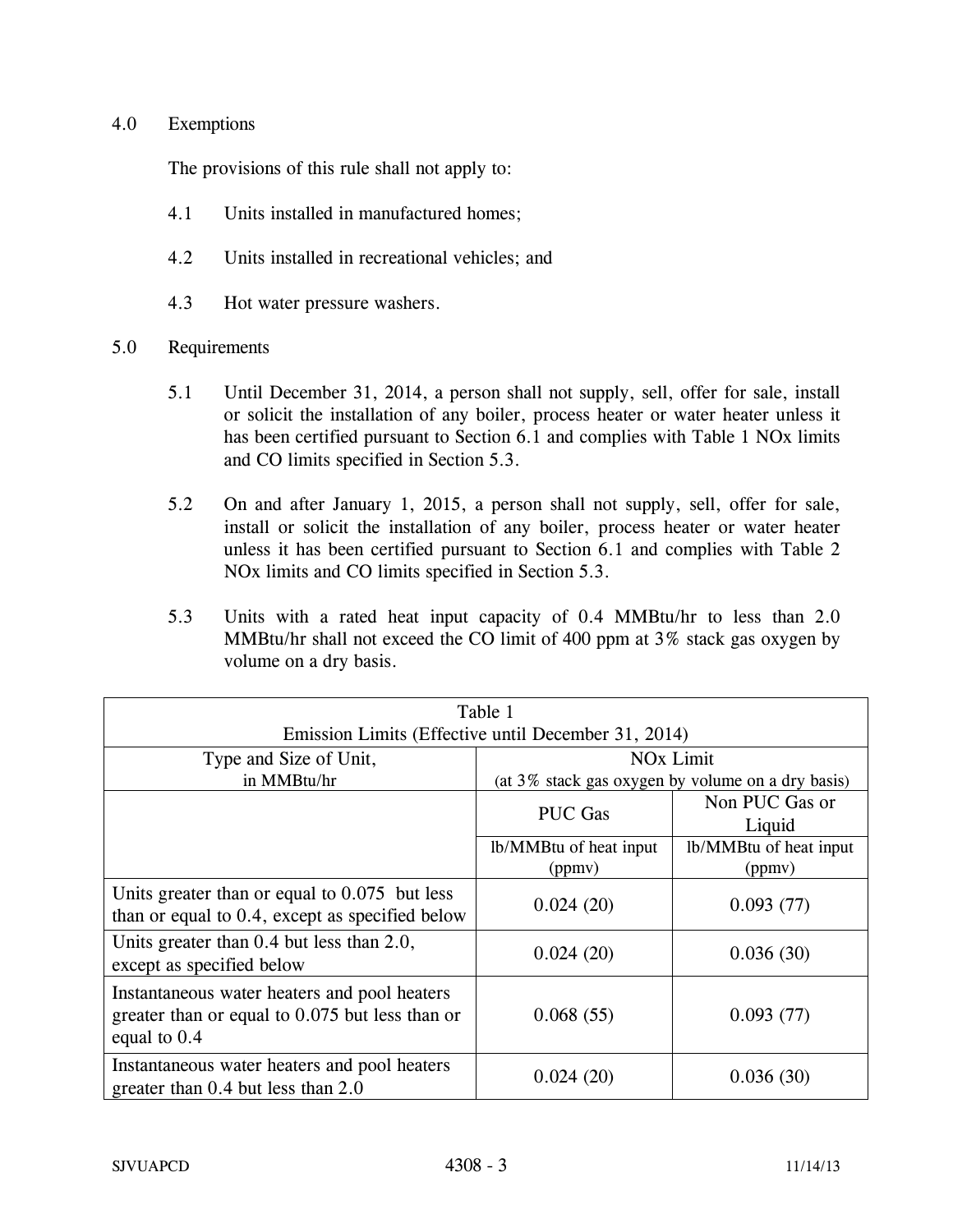4.0 Exemptions

The provisions of this rule shall not apply to:

4.1 Units installed in manufactured homes;

4.2 Units installed in recreational vehicles; and

4.3 Hot water pressure washers.

5.0 Requirements

5.1 Until December 31, 2014, a person shall not supply, sell, offer for sale, install or solicit the installation of any boiler, process heater or water heater unless it has been certified pursuant to Section 6.1 and complies with Table 1 NOx limits and CO limits specified in Section 5.3.

5.2 On and after January 1, 2015, a person shall not supply, sell, offer for sale, install or solicit the installation of any boiler, process heater or water heater unless it has been certified pursuant to Section 6.1 and complies with Table 2 NOx limits and CO limits specified in Section 5.3.

5.3 Units with a rated heat input capacity of 0.4 MMBtu/hr to less than 2.0 MMBtu/hr shall not exceed the CO limit of 400 ppm at 3% stack gas oxygen by volume on a dry basis.

| Table 1<br>Emission Limits (Effective until December 31, 2014) | | |
|---|---|---|
| Type and Size of Unit, in MMBtu/hr | NOx Limit (at 3% stack gas oxygen by volume on a dry basis) | |
| | PUC Gas | Non PUC Gas or Liquid |
| | lb/MMBtu of heat input (ppmv) | lb/MMBtu of heat input (ppmv) |
| Units greater than or equal to 0.075 but less than or equal to 0.4, except as specified below | 0.024 (20) | 0.093 (77) |
| Units greater than 0.4 but less than 2.0, except as specified below | 0.024 (20) | 0.036 (30) |
| Instantaneous water heaters and pool heaters greater than or equal to 0.075 but less than or equal to 0.4 | 0.068 (55) | 0.093 (77) |
| Instantaneous water heaters and pool heaters greater than 0.4 but less than 2.0 | 0.024 (20) | 0.036 (30) |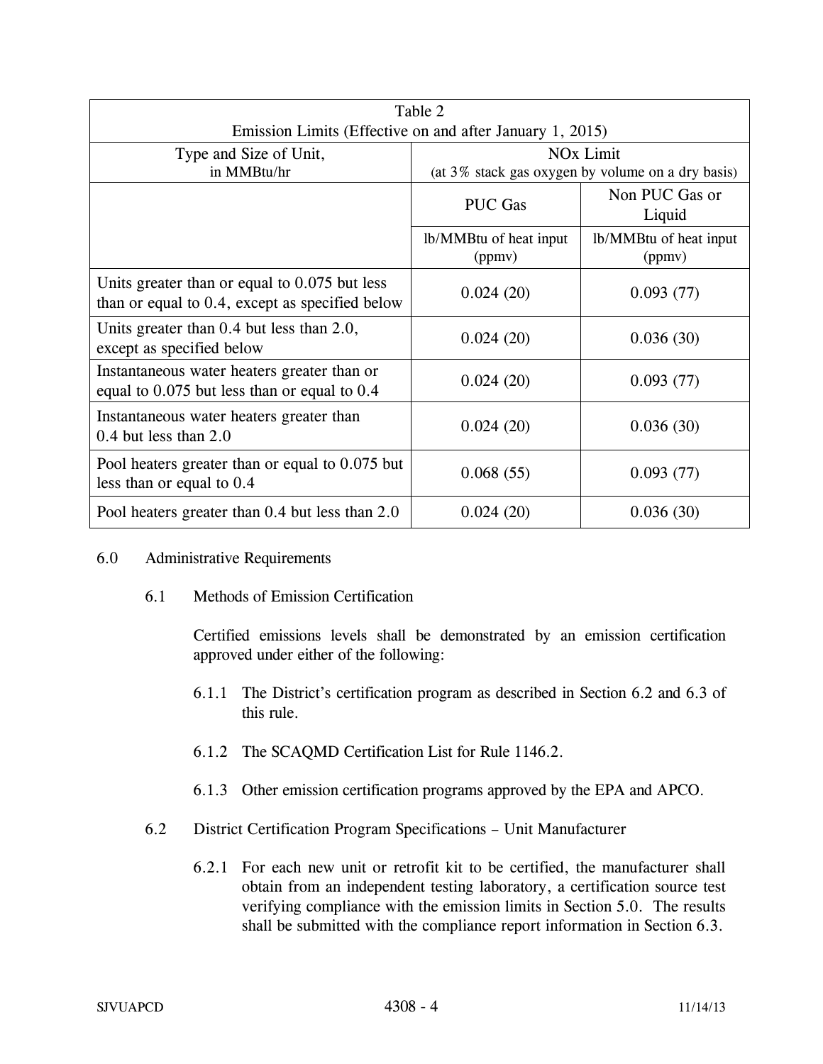| Table 2<br>Emission Limits (Effective on and after January 1, 2015) | | |
|---|---|---|
| Type and Size of Unit, in MMBtu/hr | NOx Limit (at 3% stack gas oxygen by volume on a dry basis) | |
| | PUC Gas | Non PUC Gas or Liquid |
| | lb/MMBtu of heat input (ppmv) | lb/MMBtu of heat input (ppmv) |
| Units greater than or equal to 0.075 but less than or equal to 0.4, except as specified below | 0.024 (20) | 0.093 (77) |
| Units greater than 0.4 but less than 2.0, except as specified below | 0.024 (20) | 0.036 (30) |
| Instantaneous water heaters greater than or equal to 0.075 but less than or equal to 0.4 | 0.024 (20) | 0.093 (77) |
| Instantaneous water heaters greater than 0.4 but less than 2.0 | 0.024 (20) | 0.036 (30) |
| Pool heaters greater than or equal to 0.075 but less than or equal to 0.4 | 0.068 (55) | 0.093 (77) |
| Pool heaters greater than 0.4 but less than 2.0 | 0.024 (20) | 0.036 (30) |

## 6.0 Administrative Requirements

### 6.1 Methods of Emission Certification

Certified emissions levels shall be demonstrated by an emission certification approved under either of the following:

6.1.1 The District's certification program as described in Section 6.2 and 6.3 of this rule.

6.1.2 The SCAQMD Certification List for Rule 1146.2.

6.1.3 Other emission certification programs approved by the EPA and APCO.

### 6.2 District Certification Program Specifications – Unit Manufacturer

6.2.1 For each new unit or retrofit kit to be certified, the manufacturer shall obtain from an independent testing laboratory, a certification source test verifying compliance with the emission limits in Section 5.0. The results shall be submitted with the compliance report information in Section 6.3.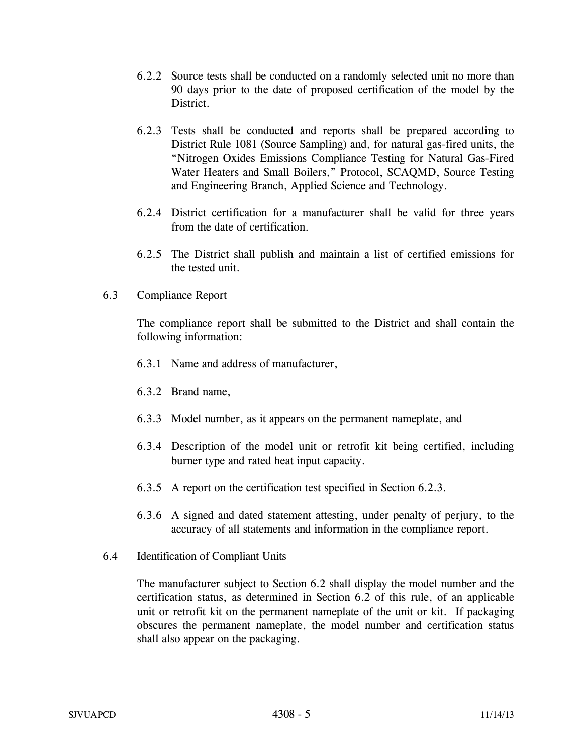6.2.2 Source tests shall be conducted on a randomly selected unit no more than 90 days prior to the date of proposed certification of the model by the District.

6.2.3 Tests shall be conducted and reports shall be prepared according to District Rule 1081 (Source Sampling) and, for natural gas-fired units, the "Nitrogen Oxides Emissions Compliance Testing for Natural Gas-Fired Water Heaters and Small Boilers," Protocol, SCAQMD, Source Testing and Engineering Branch, Applied Science and Technology.

6.2.4 District certification for a manufacturer shall be valid for three years from the date of certification.

6.2.5 The District shall publish and maintain a list of certified emissions for the tested unit.

6.3 Compliance Report

The compliance report shall be submitted to the District and shall contain the following information:

6.3.1 Name and address of manufacturer,

6.3.2 Brand name,

6.3.3 Model number, as it appears on the permanent nameplate, and

6.3.4 Description of the model unit or retrofit kit being certified, including burner type and rated heat input capacity.

6.3.5 A report on the certification test specified in Section 6.2.3.

6.3.6 A signed and dated statement attesting, under penalty of perjury, to the accuracy of all statements and information in the compliance report.

6.4 Identification of Compliant Units

The manufacturer subject to Section 6.2 shall display the model number and the certification status, as determined in Section 6.2 of this rule, of an applicable unit or retrofit kit on the permanent nameplate of the unit or kit. If packaging obscures the permanent nameplate, the model number and certification status shall also appear on the packaging.